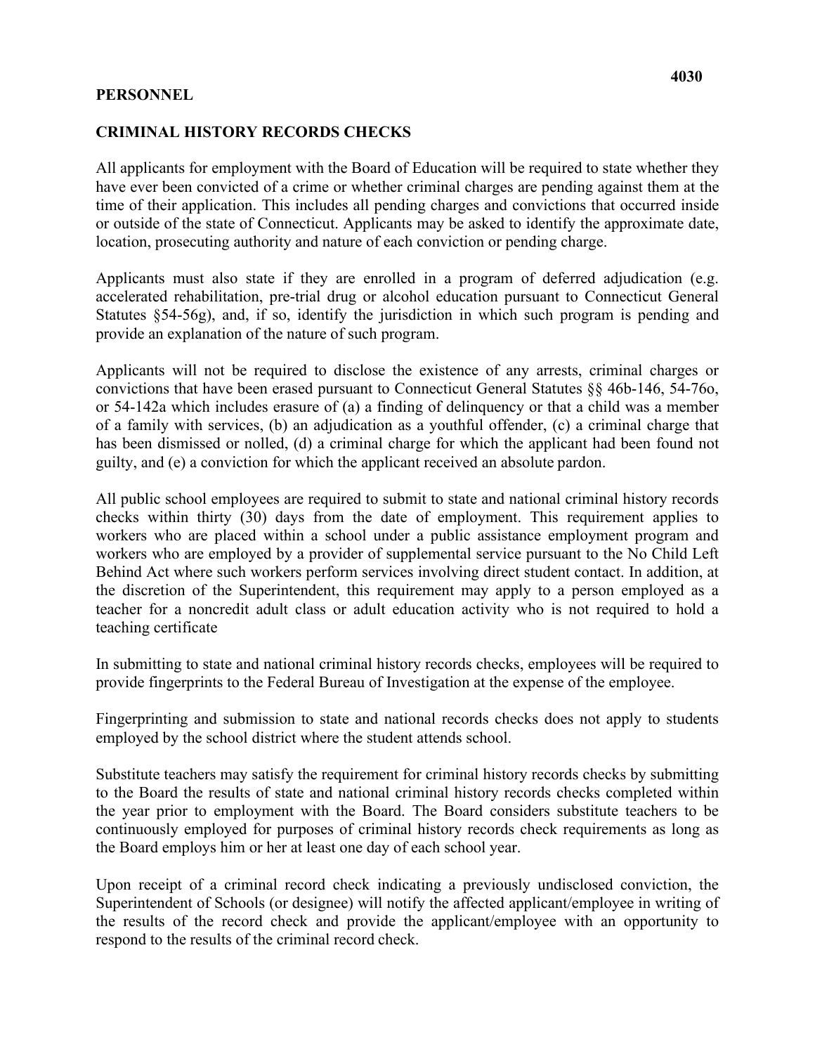**PERSONNEL**

**CRIMINAL HISTORY RECORDS CHECKS**

All applicants for employment with the Board of Education will be required to state whether they have ever been convicted of a crime or whether criminal charges are pending against them at the time of their application. This includes all pending charges and convictions that occurred inside or outside of the state of Connecticut. Applicants may be asked to identify the approximate date, location, prosecuting authority and nature of each conviction or pending charge.

Applicants must also state if they are enrolled in a program of deferred adjudication (e.g. accelerated rehabilitation, pre-trial drug or alcohol education pursuant to Connecticut General Statutes §54-56g), and, if so, identify the jurisdiction in which such program is pending and provide an explanation of the nature of such program.

Applicants will not be required to disclose the existence of any arrests, criminal charges or convictions that have been erased pursuant to Connecticut General Statutes §§ 46b-146, 54-76o, or 54-142a which includes erasure of (a) a finding of delinquency or that a child was a member of a family with services, (b) an adjudication as a youthful offender, (c) a criminal charge that has been dismissed or nolled, (d) a criminal charge for which the applicant had been found not guilty, and (e) a conviction for which the applicant received an absolute pardon.

All public school employees are required to submit to state and national criminal history records checks within thirty (30) days from the date of employment. This requirement applies to workers who are placed within a school under a public assistance employment program and workers who are employed by a provider of supplemental service pursuant to the No Child Left Behind Act where such workers perform services involving direct student contact. In addition, at the discretion of the Superintendent, this requirement may apply to a person employed as a teacher for a noncredit adult class or adult education activity who is not required to hold a teaching certificate

In submitting to state and national criminal history records checks, employees will be required to provide fingerprints to the Federal Bureau of Investigation at the expense of the employee.

Fingerprinting and submission to state and national records checks does not apply to students employed by the school district where the student attends school.

Substitute teachers may satisfy the requirement for criminal history records checks by submitting to the Board the results of state and national criminal history records checks completed within the year prior to employment with the Board. The Board considers substitute teachers to be continuously employed for purposes of criminal history records check requirements as long as the Board employs him or her at least one day of each school year.

Upon receipt of a criminal record check indicating a previously undisclosed conviction, the Superintendent of Schools (or designee) will notify the affected applicant/employee in writing of the results of the record check and provide the applicant/employee with an opportunity to respond to the results of the criminal record check.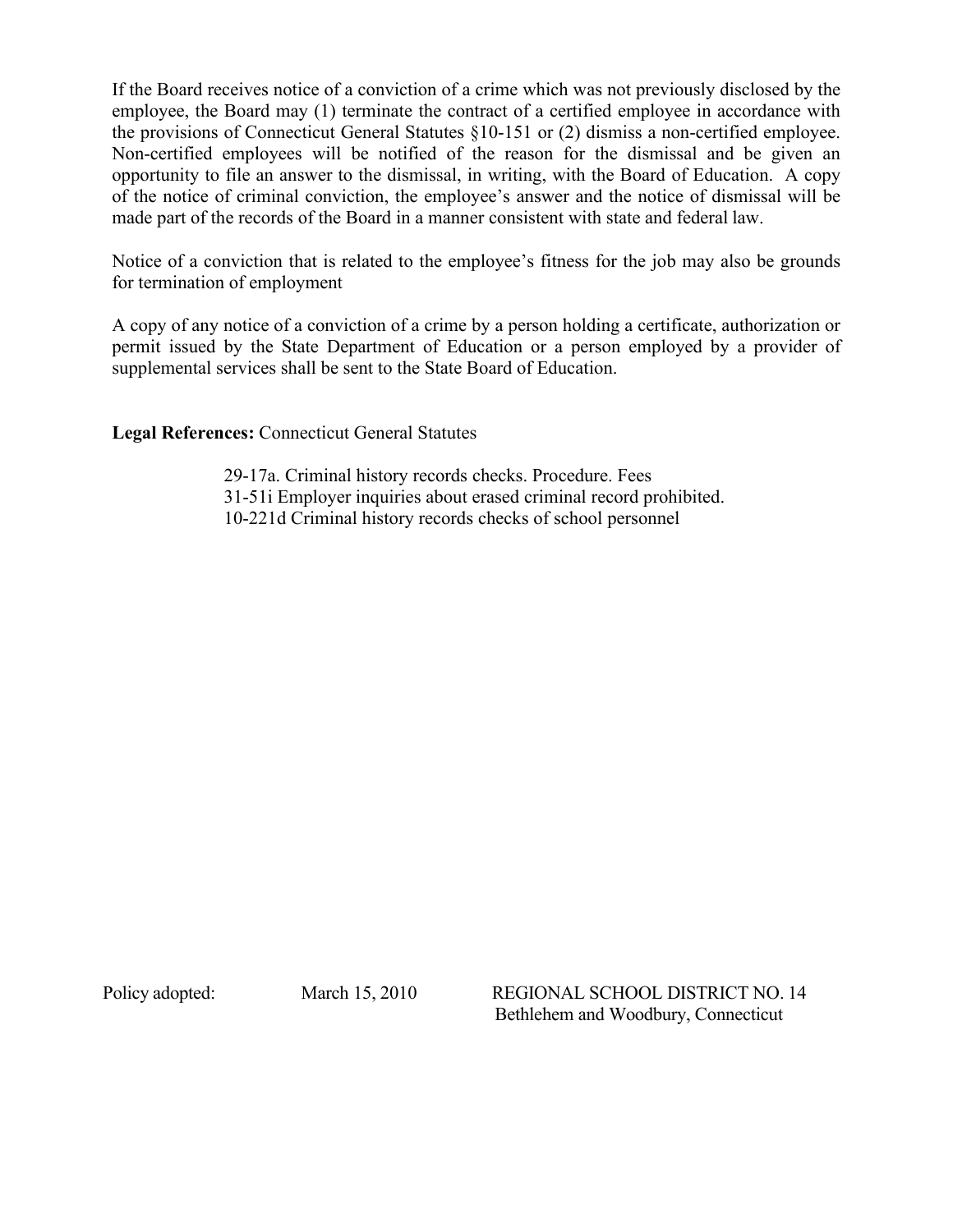If the Board receives notice of a conviction of a crime which was not previously disclosed by the employee, the Board may (1) terminate the contract of a certified employee in accordance with the provisions of Connecticut General Statutes §10-151 or (2) dismiss a non-certified employee. Non-certified employees will be notified of the reason for the dismissal and be given an opportunity to file an answer to the dismissal, in writing, with the Board of Education. A copy of the notice of criminal conviction, the employee's answer and the notice of dismissal will be made part of the records of the Board in a manner consistent with state and federal law.

Notice of a conviction that is related to the employee's fitness for the job may also be grounds for termination of employment

A copy of any notice of a conviction of a crime by a person holding a certificate, authorization or permit issued by the State Department of Education or a person employed by a provider of supplemental services shall be sent to the State Board of Education.

**Legal References:** Connecticut General Statutes

29-17a. Criminal history records checks. Procedure. Fees
31-51i Employer inquiries about erased criminal record prohibited.
10-221d Criminal history records checks of school personnel

Policy adopted: March 15, 2010

REGIONAL SCHOOL DISTRICT NO. 14
Bethlehem and Woodbury, Connecticut